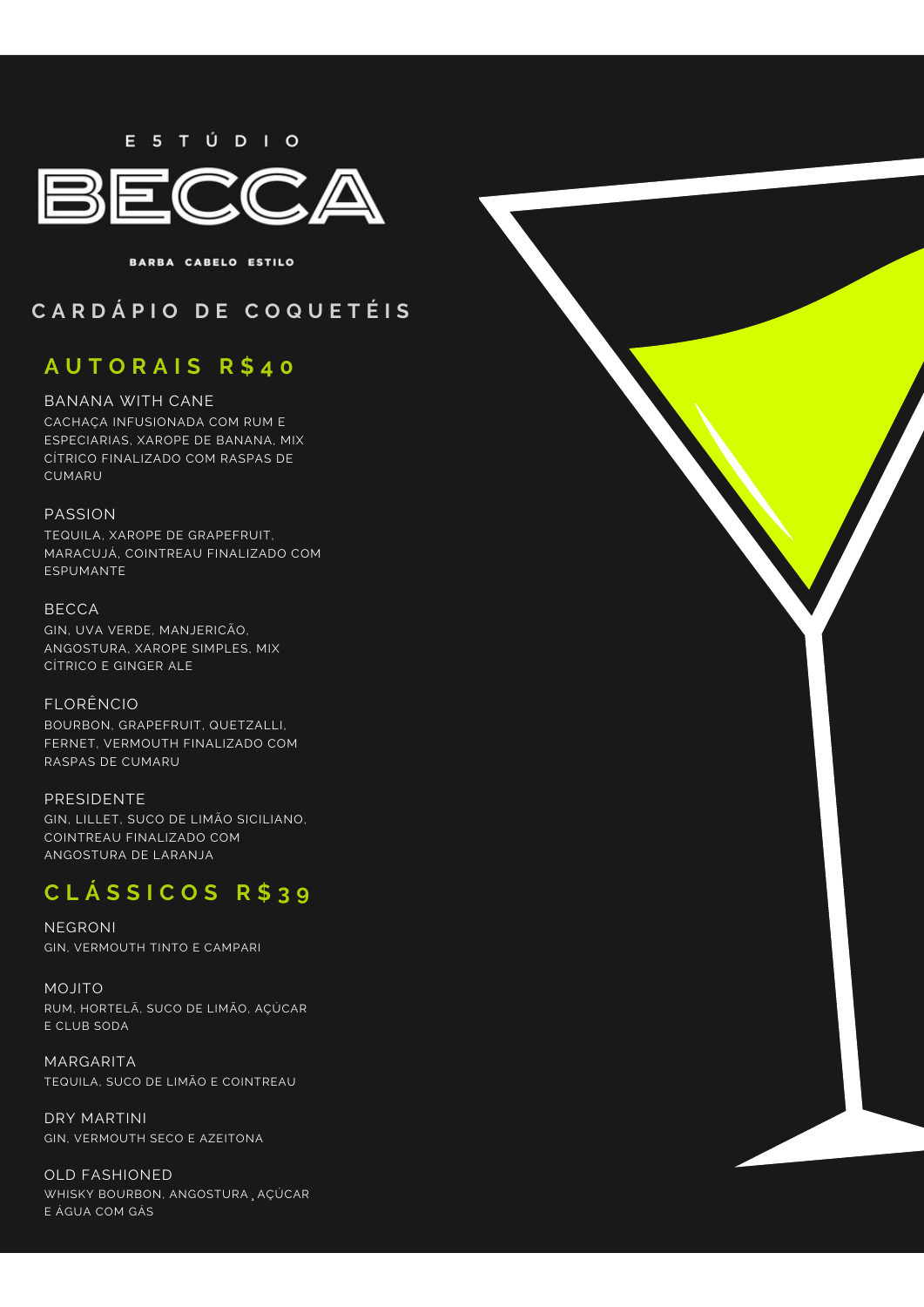E5TÚDIO

# BECCA

BARBA CABELO ESTILO

## CARDÁPIO DE COQUETÉIS

### AUTORAIS R$40

BANANA WITH CANE
CACHAÇA INFUSIONADA COM RUM E ESPECIARIAS, XAROPE DE BANANA, MIX CÍTRICO FINALIZADO COM RASPAS DE CUMARU

PASSION
TEQUILA, XAROPE DE GRAPEFRUIT, MARACUJÁ, COINTREAU FINALIZADO COM ESPUMANTE

BECCA
GIN, UVA VERDE, MANJERICÃO, ANGOSTURA, XAROPE SIMPLES, MIX CÍTRICO E GINGER ALE

FLORÊNCIO
BOURBON, GRAPEFRUIT, QUETZALLI, FERNET, VERMOUTH FINALIZADO COM RASPAS DE CUMARU

PRESIDENTE
GIN, LILLET, SUCO DE LIMÃO SICILIANO, COINTREAU FINALIZADO COM ANGOSTURA DE LARANJA

### CLÁSSICOS R$39

NEGRONI
GIN, VERMOUTH TINTO E CAMPARI

MOJITO
RUM, HORTELÃ, SUCO DE LIMÃO, AÇÚCAR E CLUB SODA

MARGARITA
TEQUILA, SUCO DE LIMÃO E COINTREAU

DRY MARTINI
GIN, VERMOUTH SECO E AZEITONA

OLD FASHIONED
WHISKY BOURBON, ANGOSTURA, AÇÚCAR E ÁGUA COM GÁS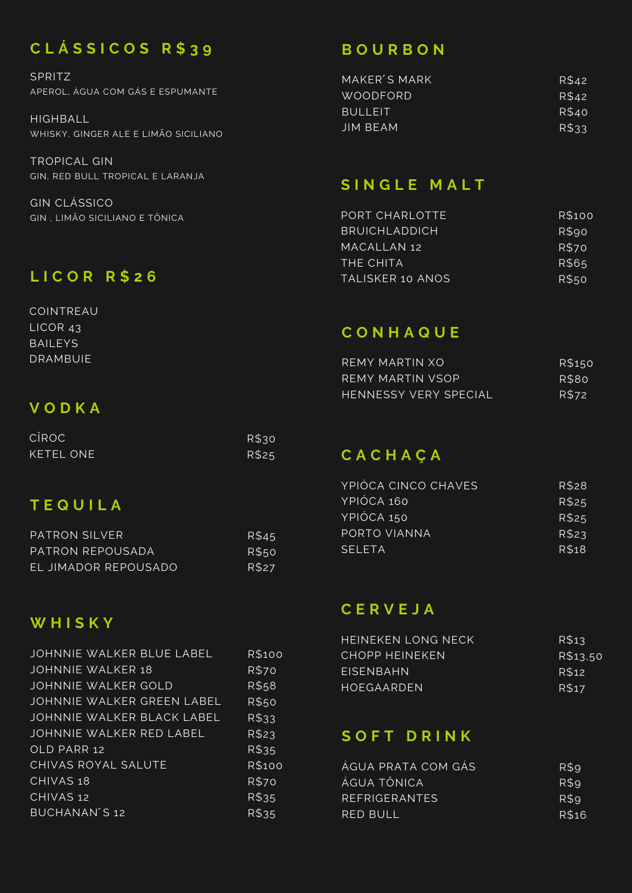## CLÁSSICOS R$39

SPRITZ
APEROL, ÁGUA COM GÁS E ESPUMANTE

HIGHBALL
WHISKY, GINGER ALE E LIMÃO SICILIANO

TROPICAL GIN
GIN, RED BULL TROPICAL E LARANJA

GIN CLÁSSICO
GIN , LIMÃO SICILIANO E TÔNICA

## LICOR R$26

COINTREAU
LICOR 43
BAILEYS
DRAMBUIE

## VODKA

| | |
|---|---|
| CÎROC | R$30 |
| KETEL ONE | R$25 |

## TEQUILA

| | |
|---|---|
| PATRON SILVER | R$45 |
| PATRON REPOUSADA | R$50 |
| EL JIMADOR REPOUSADO | R$27 |

## WHISKY

| | |
|---|---|
| JOHNNIE WALKER BLUE LABEL | R$100 |
| JOHNNIE WALKER 18 | R$70 |
| JOHNNIE WALKER GOLD | R$58 |
| JOHNNIE WALKER GREEN LABEL | R$50 |
| JOHNNIE WALKER BLACK LABEL | R$33 |
| JOHNNIE WALKER RED LABEL | R$23 |
| OLD PARR 12 | R$35 |
| CHIVAS ROYAL SALUTE | R$100 |
| CHIVAS 18 | R$70 |
| CHIVAS 12 | R$35 |
| BUCHANAN´S 12 | R$35 |

## BOURBON

| | |
|---|---|
| MAKER´S MARK | R$42 |
| WOODFORD | R$42 |
| BULLEIT | R$40 |
| JIM BEAM | R$33 |

## SINGLE MALT

| | |
|---|---|
| PORT CHARLOTTE | R$100 |
| BRUICHLADDICH | R$90 |
| MACALLAN 12 | R$70 |
| THE CHITA | R$65 |
| TALISKER 10 ANOS | R$50 |

## CONHAQUE

| | |
|---|---|
| REMY MARTIN XO | R$150 |
| REMY MARTIN VSOP | R$80 |
| HENNESSY VERY SPECIAL | R$72 |

## CACHAÇA

| | |
|---|---|
| YPIÓCA CINCO CHAVES | R$28 |
| YPIÓCA 160 | R$25 |
| YPIÓCA 150 | R$25 |
| PORTO VIANNA | R$23 |
| SELETA | R$18 |

## CERVEJA

| | |
|---|---|
| HEINEKEN LONG NECK | R$13 |
| CHOPP HEINEKEN | R$13,50 |
| EISENBAHN | R$12 |
| HOEGAARDEN | R$17 |

## SOFT DRINK

| | |
|---|---|
| ÁGUA PRATA COM GÁS | R$9 |
| ÁGUA TÔNICA | R$9 |
| REFRIGERANTES | R$9 |
| RED BULL | R$16 |